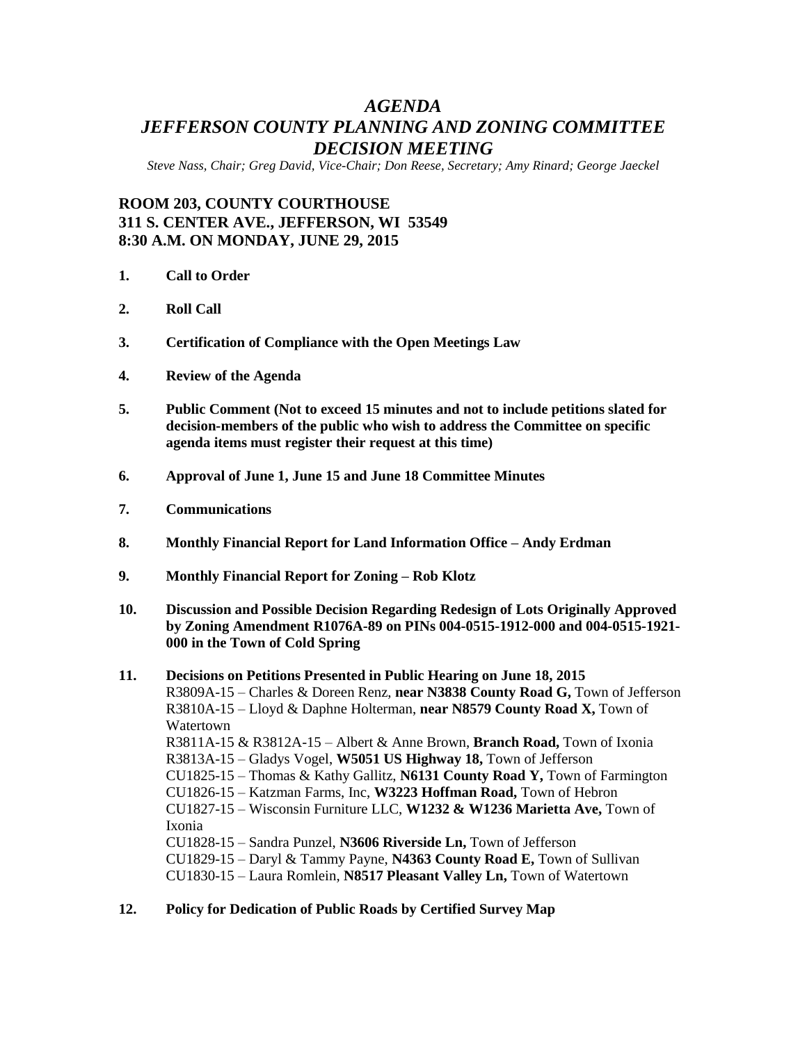# *AGENDA*
# *JEFFERSON COUNTY PLANNING AND ZONING COMMITTEE DECISION MEETING*

*Steve Nass, Chair; Greg David, Vice-Chair; Don Reese, Secretary; Amy Rinard; George Jaeckel*

**ROOM 203, COUNTY COURTHOUSE**
**311 S. CENTER AVE., JEFFERSON, WI 53549**
**8:30 A.M. ON MONDAY, JUNE 29, 2015**

1. **Call to Order**

2. **Roll Call**

3. **Certification of Compliance with the Open Meetings Law**

4. **Review of the Agenda**

5. **Public Comment (Not to exceed 15 minutes and not to include petitions slated for decision-members of the public who wish to address the Committee on specific agenda items must register their request at this time)**

6. **Approval of June 1, June 15 and June 18 Committee Minutes**

7. **Communications**

8. **Monthly Financial Report for Land Information Office – Andy Erdman**

9. **Monthly Financial Report for Zoning – Rob Klotz**

10. **Discussion and Possible Decision Regarding Redesign of Lots Originally Approved by Zoning Amendment R1076A-89 on PINs 004-0515-1912-000 and 004-0515-1921-000 in the Town of Cold Spring**

11. **Decisions on Petitions Presented in Public Hearing on June 18, 2015**
    R3809A-15 – Charles & Doreen Renz, **near N3838 County Road G,** Town of Jefferson
    R3810A-15 – Lloyd & Daphne Holterman, **near N8579 County Road X,** Town of Watertown
    R3811A-15 & R3812A-15 – Albert & Anne Brown, **Branch Road,** Town of Ixonia
    R3813A-15 – Gladys Vogel, **W5051 US Highway 18,** Town of Jefferson
    CU1825-15 – Thomas & Kathy Gallitz, **N6131 County Road Y,** Town of Farmington
    CU1826-15 – Katzman Farms, Inc, **W3223 Hoffman Road,** Town of Hebron
    CU1827-15 – Wisconsin Furniture LLC, **W1232 & W1236 Marietta Ave,** Town of Ixonia
    CU1828-15 – Sandra Punzel, **N3606 Riverside Ln,** Town of Jefferson
    CU1829-15 – Daryl & Tammy Payne, **N4363 County Road E,** Town of Sullivan
    CU1830-15 – Laura Romlein, **N8517 Pleasant Valley Ln,** Town of Watertown

12. **Policy for Dedication of Public Roads by Certified Survey Map**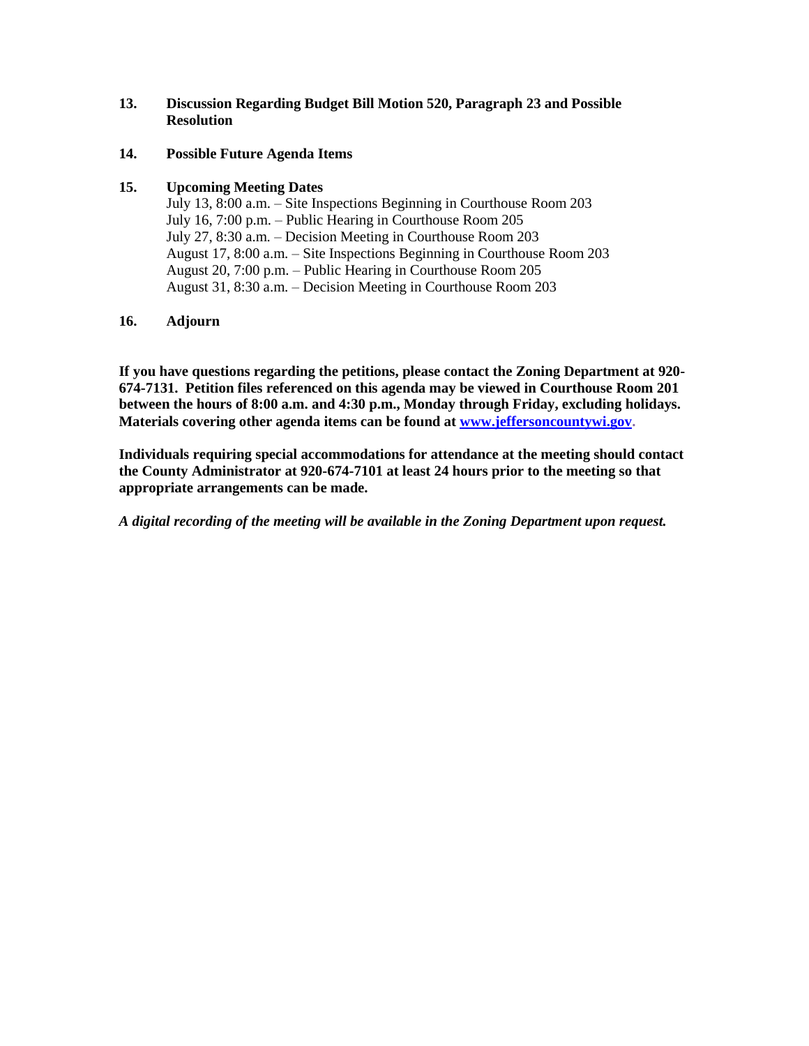**13. Discussion Regarding Budget Bill Motion 520, Paragraph 23 and Possible Resolution**

**14. Possible Future Agenda Items**

**15. Upcoming Meeting Dates**

July 13, 8:00 a.m. – Site Inspections Beginning in Courthouse Room 203
July 16, 7:00 p.m. – Public Hearing in Courthouse Room 205
July 27, 8:30 a.m. – Decision Meeting in Courthouse Room 203
August 17, 8:00 a.m. – Site Inspections Beginning in Courthouse Room 203
August 20, 7:00 p.m. – Public Hearing in Courthouse Room 205
August 31, 8:30 a.m. – Decision Meeting in Courthouse Room 203

**16. Adjourn**

**If you have questions regarding the petitions, please contact the Zoning Department at 920-674-7131. Petition files referenced on this agenda may be viewed in Courthouse Room 201 between the hours of 8:00 a.m. and 4:30 p.m., Monday through Friday, excluding holidays. Materials covering other agenda items can be found at [www.jeffersoncountywi.gov](http://www.jeffersoncountywi.gov).**

**Individuals requiring special accommodations for attendance at the meeting should contact the County Administrator at 920-674-7101 at least 24 hours prior to the meeting so that appropriate arrangements can be made.**

***A digital recording of the meeting will be available in the Zoning Department upon request.***